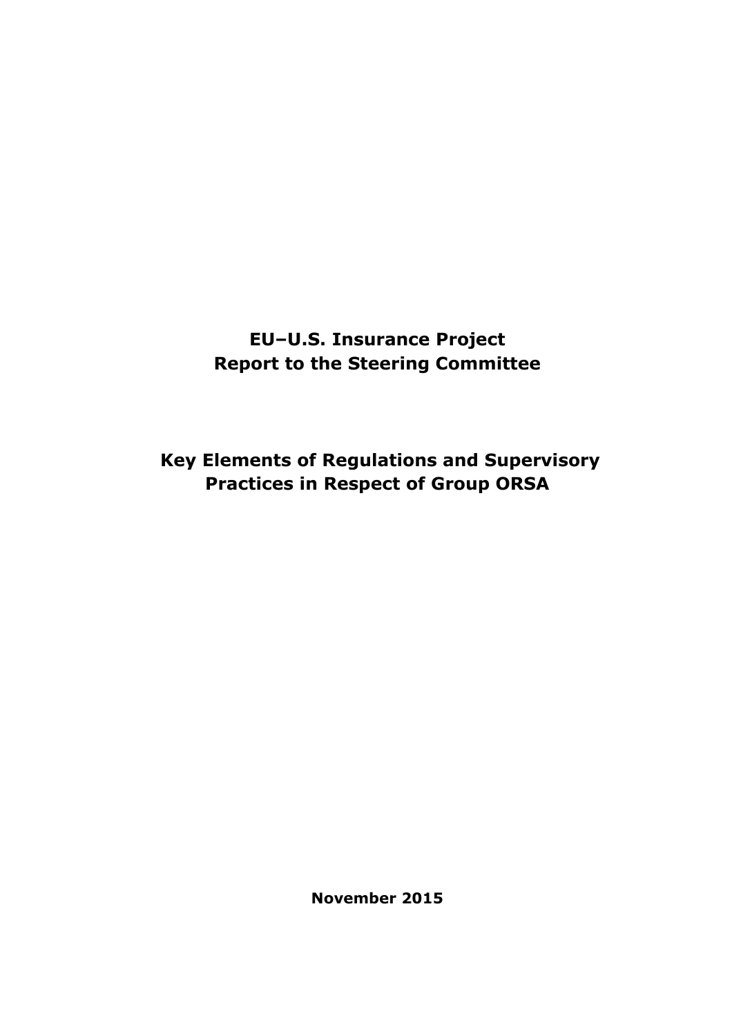# EU–U.S. Insurance Project
# Report to the Steering Committee

## Key Elements of Regulations and Supervisory Practices in Respect of Group ORSA

**November 2015**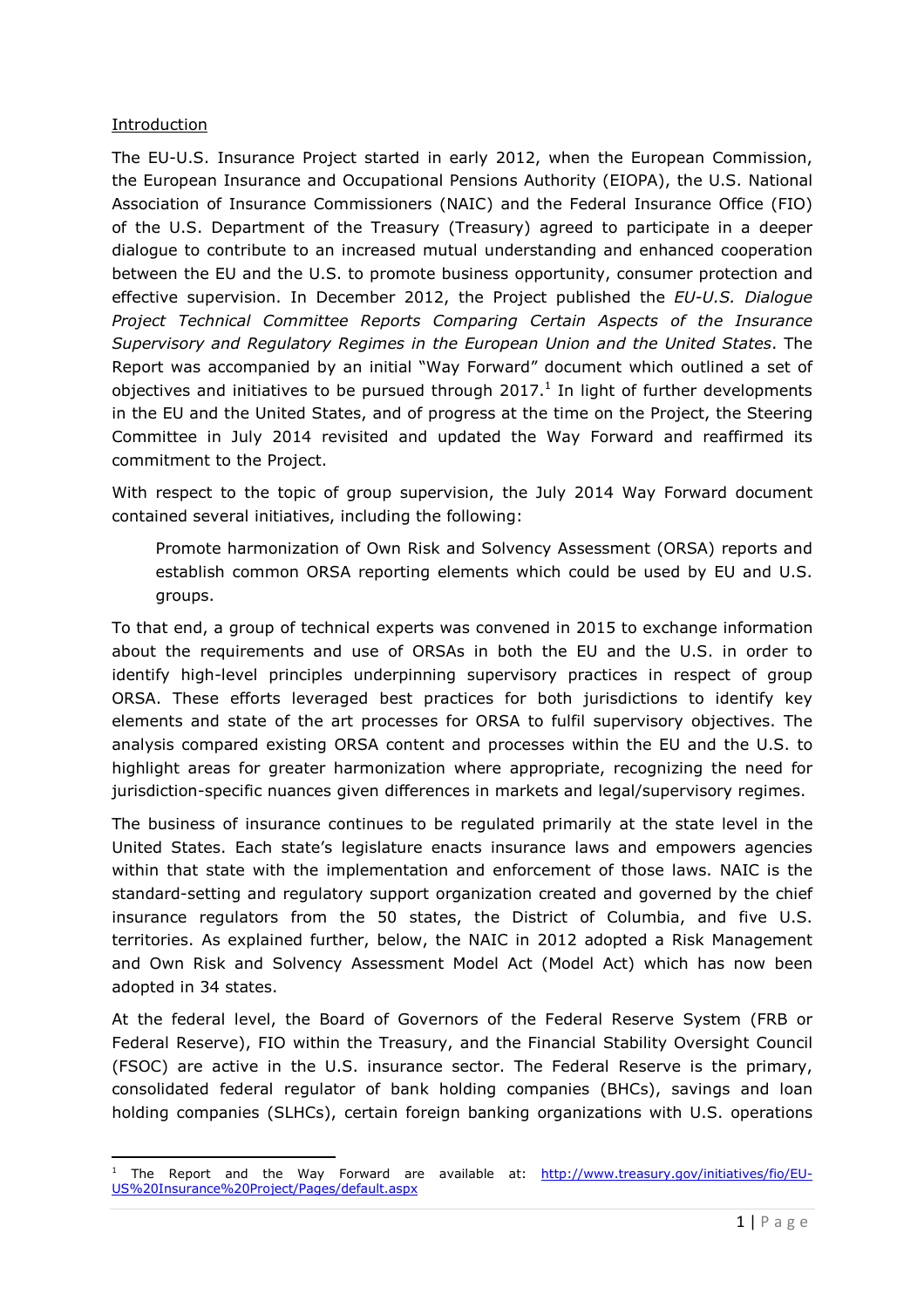## Introduction

The EU-U.S. Insurance Project started in early 2012, when the European Commission, the European Insurance and Occupational Pensions Authority (EIOPA), the U.S. National Association of Insurance Commissioners (NAIC) and the Federal Insurance Office (FIO) of the U.S. Department of the Treasury (Treasury) agreed to participate in a deeper dialogue to contribute to an increased mutual understanding and enhanced cooperation between the EU and the U.S. to promote business opportunity, consumer protection and effective supervision. In December 2012, the Project published the *EU-U.S. Dialogue Project Technical Committee Reports Comparing Certain Aspects of the Insurance Supervisory and Regulatory Regimes in the European Union and the United States*. The Report was accompanied by an initial "Way Forward" document which outlined a set of objectives and initiatives to be pursued through 2017.[1] In light of further developments in the EU and the United States, and of progress at the time on the Project, the Steering Committee in July 2014 revisited and updated the Way Forward and reaffirmed its commitment to the Project.

With respect to the topic of group supervision, the July 2014 Way Forward document contained several initiatives, including the following:

> Promote harmonization of Own Risk and Solvency Assessment (ORSA) reports and establish common ORSA reporting elements which could be used by EU and U.S. groups.

To that end, a group of technical experts was convened in 2015 to exchange information about the requirements and use of ORSAs in both the EU and the U.S. in order to identify high-level principles underpinning supervisory practices in respect of group ORSA. These efforts leveraged best practices for both jurisdictions to identify key elements and state of the art processes for ORSA to fulfil supervisory objectives. The analysis compared existing ORSA content and processes within the EU and the U.S. to highlight areas for greater harmonization where appropriate, recognizing the need for jurisdiction-specific nuances given differences in markets and legal/supervisory regimes.

The business of insurance continues to be regulated primarily at the state level in the United States. Each state's legislature enacts insurance laws and empowers agencies within that state with the implementation and enforcement of those laws. NAIC is the standard-setting and regulatory support organization created and governed by the chief insurance regulators from the 50 states, the District of Columbia, and five U.S. territories. As explained further, below, the NAIC in 2012 adopted a Risk Management and Own Risk and Solvency Assessment Model Act (Model Act) which has now been adopted in 34 states.

At the federal level, the Board of Governors of the Federal Reserve System (FRB or Federal Reserve), FIO within the Treasury, and the Financial Stability Oversight Council (FSOC) are active in the U.S. insurance sector. The Federal Reserve is the primary, consolidated federal regulator of bank holding companies (BHCs), savings and loan holding companies (SLHCs), certain foreign banking organizations with U.S. operations

---

[1] The Report and the Way Forward are available at: http://www.treasury.gov/initiatives/fio/EU-US%20Insurance%20Project/Pages/default.aspx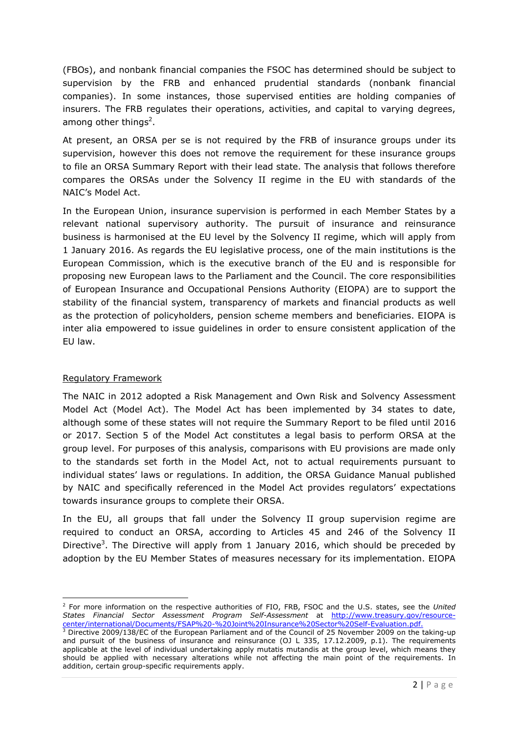(FBOs), and nonbank financial companies the FSOC has determined should be subject to supervision by the FRB and enhanced prudential standards (nonbank financial companies). In some instances, those supervised entities are holding companies of insurers. The FRB regulates their operations, activities, and capital to varying degrees, among other things[2].

At present, an ORSA per se is not required by the FRB of insurance groups under its supervision, however this does not remove the requirement for these insurance groups to file an ORSA Summary Report with their lead state. The analysis that follows therefore compares the ORSAs under the Solvency II regime in the EU with standards of the NAIC's Model Act.

In the European Union, insurance supervision is performed in each Member States by a relevant national supervisory authority. The pursuit of insurance and reinsurance business is harmonised at the EU level by the Solvency II regime, which will apply from 1 January 2016. As regards the EU legislative process, one of the main institutions is the European Commission, which is the executive branch of the EU and is responsible for proposing new European laws to the Parliament and the Council. The core responsibilities of European Insurance and Occupational Pensions Authority (EIOPA) are to support the stability of the financial system, transparency of markets and financial products as well as the protection of policyholders, pension scheme members and beneficiaries. EIOPA is inter alia empowered to issue guidelines in order to ensure consistent application of the EU law.

## Regulatory Framework

The NAIC in 2012 adopted a Risk Management and Own Risk and Solvency Assessment Model Act (Model Act). The Model Act has been implemented by 34 states to date, although some of these states will not require the Summary Report to be filed until 2016 or 2017. Section 5 of the Model Act constitutes a legal basis to perform ORSA at the group level. For purposes of this analysis, comparisons with EU provisions are made only to the standards set forth in the Model Act, not to actual requirements pursuant to individual states' laws or regulations. In addition, the ORSA Guidance Manual published by NAIC and specifically referenced in the Model Act provides regulators' expectations towards insurance groups to complete their ORSA.

In the EU, all groups that fall under the Solvency II group supervision regime are required to conduct an ORSA, according to Articles 45 and 246 of the Solvency II Directive[3]. The Directive will apply from 1 January 2016, which should be preceded by adoption by the EU Member States of measures necessary for its implementation. EIOPA

---

[2] For more information on the respective authorities of FIO, FRB, FSOC and the U.S. states, see the *United States Financial Sector Assessment Program Self-Assessment* at http://www.treasury.gov/resource-center/international/Documents/FSAP%20-%20Joint%20Insurance%20Sector%20Self-Evaluation.pdf.

[3] Directive 2009/138/EC of the European Parliament and of the Council of 25 November 2009 on the taking-up and pursuit of the business of insurance and reinsurance (OJ L 335, 17.12.2009, p.1). The requirements applicable at the level of individual undertaking apply mutatis mutandis at the group level, which means they should be applied with necessary alterations while not affecting the main point of the requirements. In addition, certain group-specific requirements apply.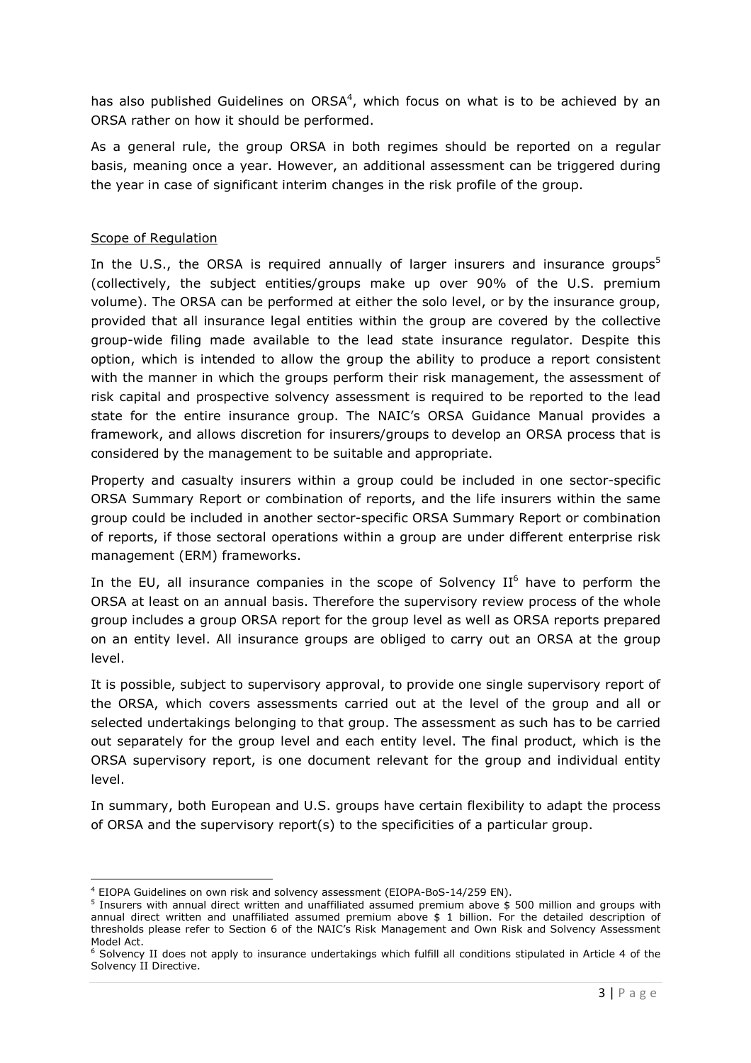has also published Guidelines on ORSA[4], which focus on what is to be achieved by an ORSA rather on how it should be performed.

As a general rule, the group ORSA in both regimes should be reported on a regular basis, meaning once a year. However, an additional assessment can be triggered during the year in case of significant interim changes in the risk profile of the group.

Scope of Regulation

In the U.S., the ORSA is required annually of larger insurers and insurance groups[5] (collectively, the subject entities/groups make up over 90% of the U.S. premium volume). The ORSA can be performed at either the solo level, or by the insurance group, provided that all insurance legal entities within the group are covered by the collective group-wide filing made available to the lead state insurance regulator. Despite this option, which is intended to allow the group the ability to produce a report consistent with the manner in which the groups perform their risk management, the assessment of risk capital and prospective solvency assessment is required to be reported to the lead state for the entire insurance group. The NAIC's ORSA Guidance Manual provides a framework, and allows discretion for insurers/groups to develop an ORSA process that is considered by the management to be suitable and appropriate.

Property and casualty insurers within a group could be included in one sector-specific ORSA Summary Report or combination of reports, and the life insurers within the same group could be included in another sector-specific ORSA Summary Report or combination of reports, if those sectoral operations within a group are under different enterprise risk management (ERM) frameworks.

In the EU, all insurance companies in the scope of Solvency II[6] have to perform the ORSA at least on an annual basis. Therefore the supervisory review process of the whole group includes a group ORSA report for the group level as well as ORSA reports prepared on an entity level. All insurance groups are obliged to carry out an ORSA at the group level.

It is possible, subject to supervisory approval, to provide one single supervisory report of the ORSA, which covers assessments carried out at the level of the group and all or selected undertakings belonging to that group. The assessment as such has to be carried out separately for the group level and each entity level. The final product, which is the ORSA supervisory report, is one document relevant for the group and individual entity level.

In summary, both European and U.S. groups have certain flexibility to adapt the process of ORSA and the supervisory report(s) to the specificities of a particular group.

---

[4] EIOPA Guidelines on own risk and solvency assessment (EIOPA-BoS-14/259 EN).

[5] Insurers with annual direct written and unaffiliated assumed premium above $ 500 million and groups with annual direct written and unaffiliated assumed premium above $ 1 billion. For the detailed description of thresholds please refer to Section 6 of the NAIC's Risk Management and Own Risk and Solvency Assessment Model Act.

[6] Solvency II does not apply to insurance undertakings which fulfill all conditions stipulated in Article 4 of the Solvency II Directive.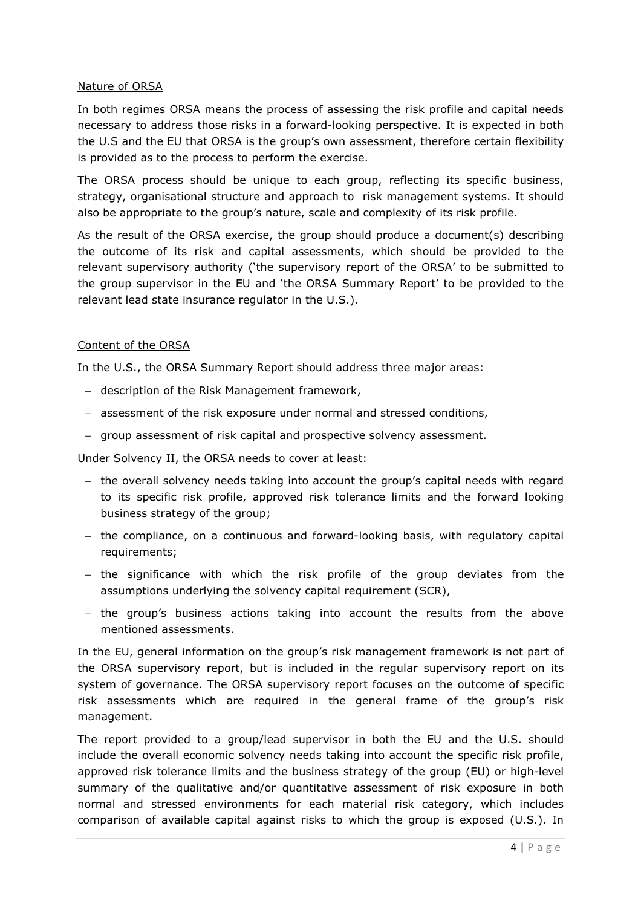Nature of ORSA

In both regimes ORSA means the process of assessing the risk profile and capital needs necessary to address those risks in a forward-looking perspective. It is expected in both the U.S and the EU that ORSA is the group's own assessment, therefore certain flexibility is provided as to the process to perform the exercise.

The ORSA process should be unique to each group, reflecting its specific business, strategy, organisational structure and approach to risk management systems. It should also be appropriate to the group's nature, scale and complexity of its risk profile.

As the result of the ORSA exercise, the group should produce a document(s) describing the outcome of its risk and capital assessments, which should be provided to the relevant supervisory authority ('the supervisory report of the ORSA' to be submitted to the group supervisor in the EU and 'the ORSA Summary Report' to be provided to the relevant lead state insurance regulator in the U.S.).

Content of the ORSA

In the U.S., the ORSA Summary Report should address three major areas:

- description of the Risk Management framework,
- assessment of the risk exposure under normal and stressed conditions,
- group assessment of risk capital and prospective solvency assessment.

Under Solvency II, the ORSA needs to cover at least:

- the overall solvency needs taking into account the group's capital needs with regard to its specific risk profile, approved risk tolerance limits and the forward looking business strategy of the group;
- the compliance, on a continuous and forward-looking basis, with regulatory capital requirements;
- the significance with which the risk profile of the group deviates from the assumptions underlying the solvency capital requirement (SCR),
- the group's business actions taking into account the results from the above mentioned assessments.

In the EU, general information on the group's risk management framework is not part of the ORSA supervisory report, but is included in the regular supervisory report on its system of governance. The ORSA supervisory report focuses on the outcome of specific risk assessments which are required in the general frame of the group's risk management.

The report provided to a group/lead supervisor in both the EU and the U.S. should include the overall economic solvency needs taking into account the specific risk profile, approved risk tolerance limits and the business strategy of the group (EU) or high-level summary of the qualitative and/or quantitative assessment of risk exposure in both normal and stressed environments for each material risk category, which includes comparison of available capital against risks to which the group is exposed (U.S.). In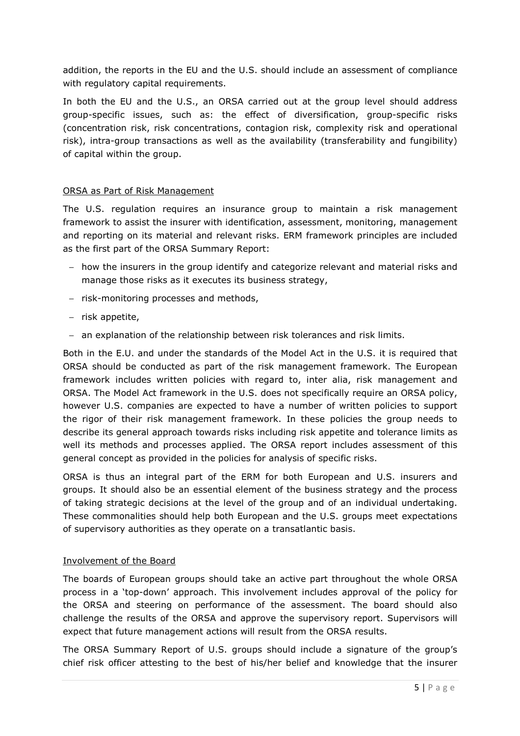addition, the reports in the EU and the U.S. should include an assessment of compliance with regulatory capital requirements.

In both the EU and the U.S., an ORSA carried out at the group level should address group-specific issues, such as: the effect of diversification, group-specific risks (concentration risk, risk concentrations, contagion risk, complexity risk and operational risk), intra-group transactions as well as the availability (transferability and fungibility) of capital within the group.

### ORSA as Part of Risk Management

The U.S. regulation requires an insurance group to maintain a risk management framework to assist the insurer with identification, assessment, monitoring, management and reporting on its material and relevant risks. ERM framework principles are included as the first part of the ORSA Summary Report:

- how the insurers in the group identify and categorize relevant and material risks and manage those risks as it executes its business strategy,
- risk-monitoring processes and methods,
- risk appetite,
- an explanation of the relationship between risk tolerances and risk limits.

Both in the E.U. and under the standards of the Model Act in the U.S. it is required that ORSA should be conducted as part of the risk management framework. The European framework includes written policies with regard to, inter alia, risk management and ORSA. The Model Act framework in the U.S. does not specifically require an ORSA policy, however U.S. companies are expected to have a number of written policies to support the rigor of their risk management framework. In these policies the group needs to describe its general approach towards risks including risk appetite and tolerance limits as well its methods and processes applied. The ORSA report includes assessment of this general concept as provided in the policies for analysis of specific risks.

ORSA is thus an integral part of the ERM for both European and U.S. insurers and groups. It should also be an essential element of the business strategy and the process of taking strategic decisions at the level of the group and of an individual undertaking. These commonalities should help both European and the U.S. groups meet expectations of supervisory authorities as they operate on a transatlantic basis.

### Involvement of the Board

The boards of European groups should take an active part throughout the whole ORSA process in a 'top-down' approach. This involvement includes approval of the policy for the ORSA and steering on performance of the assessment. The board should also challenge the results of the ORSA and approve the supervisory report. Supervisors will expect that future management actions will result from the ORSA results.

The ORSA Summary Report of U.S. groups should include a signature of the group's chief risk officer attesting to the best of his/her belief and knowledge that the insurer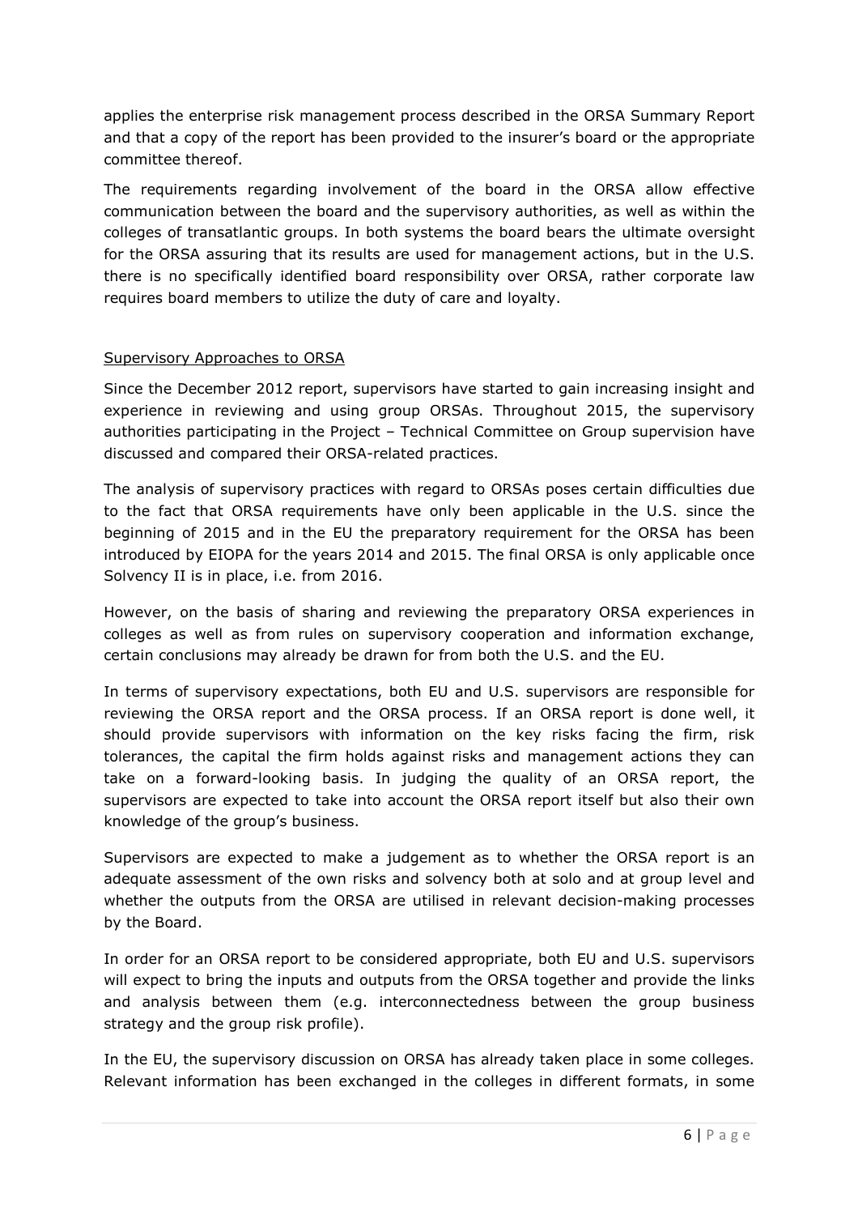applies the enterprise risk management process described in the ORSA Summary Report and that a copy of the report has been provided to the insurer's board or the appropriate committee thereof.

The requirements regarding involvement of the board in the ORSA allow effective communication between the board and the supervisory authorities, as well as within the colleges of transatlantic groups. In both systems the board bears the ultimate oversight for the ORSA assuring that its results are used for management actions, but in the U.S. there is no specifically identified board responsibility over ORSA, rather corporate law requires board members to utilize the duty of care and loyalty.

## Supervisory Approaches to ORSA

Since the December 2012 report, supervisors have started to gain increasing insight and experience in reviewing and using group ORSAs. Throughout 2015, the supervisory authorities participating in the Project – Technical Committee on Group supervision have discussed and compared their ORSA-related practices.

The analysis of supervisory practices with regard to ORSAs poses certain difficulties due to the fact that ORSA requirements have only been applicable in the U.S. since the beginning of 2015 and in the EU the preparatory requirement for the ORSA has been introduced by EIOPA for the years 2014 and 2015. The final ORSA is only applicable once Solvency II is in place, i.e. from 2016.

However, on the basis of sharing and reviewing the preparatory ORSA experiences in colleges as well as from rules on supervisory cooperation and information exchange, certain conclusions may already be drawn for from both the U.S. and the EU.

In terms of supervisory expectations, both EU and U.S. supervisors are responsible for reviewing the ORSA report and the ORSA process. If an ORSA report is done well, it should provide supervisors with information on the key risks facing the firm, risk tolerances, the capital the firm holds against risks and management actions they can take on a forward-looking basis. In judging the quality of an ORSA report, the supervisors are expected to take into account the ORSA report itself but also their own knowledge of the group's business.

Supervisors are expected to make a judgement as to whether the ORSA report is an adequate assessment of the own risks and solvency both at solo and at group level and whether the outputs from the ORSA are utilised in relevant decision-making processes by the Board.

In order for an ORSA report to be considered appropriate, both EU and U.S. supervisors will expect to bring the inputs and outputs from the ORSA together and provide the links and analysis between them (e.g. interconnectedness between the group business strategy and the group risk profile).

In the EU, the supervisory discussion on ORSA has already taken place in some colleges. Relevant information has been exchanged in the colleges in different formats, in some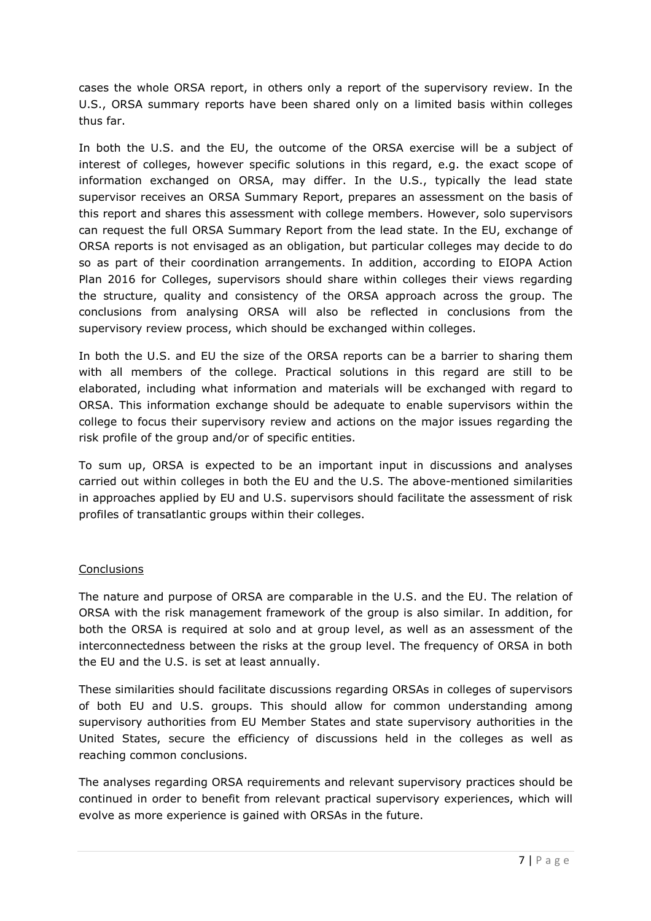cases the whole ORSA report, in others only a report of the supervisory review. In the U.S., ORSA summary reports have been shared only on a limited basis within colleges thus far.

In both the U.S. and the EU, the outcome of the ORSA exercise will be a subject of interest of colleges, however specific solutions in this regard, e.g. the exact scope of information exchanged on ORSA, may differ. In the U.S., typically the lead state supervisor receives an ORSA Summary Report, prepares an assessment on the basis of this report and shares this assessment with college members. However, solo supervisors can request the full ORSA Summary Report from the lead state. In the EU, exchange of ORSA reports is not envisaged as an obligation, but particular colleges may decide to do so as part of their coordination arrangements. In addition, according to EIOPA Action Plan 2016 for Colleges, supervisors should share within colleges their views regarding the structure, quality and consistency of the ORSA approach across the group. The conclusions from analysing ORSA will also be reflected in conclusions from the supervisory review process, which should be exchanged within colleges.

In both the U.S. and EU the size of the ORSA reports can be a barrier to sharing them with all members of the college. Practical solutions in this regard are still to be elaborated, including what information and materials will be exchanged with regard to ORSA. This information exchange should be adequate to enable supervisors within the college to focus their supervisory review and actions on the major issues regarding the risk profile of the group and/or of specific entities.

To sum up, ORSA is expected to be an important input in discussions and analyses carried out within colleges in both the EU and the U.S. The above-mentioned similarities in approaches applied by EU and U.S. supervisors should facilitate the assessment of risk profiles of transatlantic groups within their colleges.

## Conclusions

The nature and purpose of ORSA are comparable in the U.S. and the EU. The relation of ORSA with the risk management framework of the group is also similar. In addition, for both the ORSA is required at solo and at group level, as well as an assessment of the interconnectedness between the risks at the group level. The frequency of ORSA in both the EU and the U.S. is set at least annually.

These similarities should facilitate discussions regarding ORSAs in colleges of supervisors of both EU and U.S. groups. This should allow for common understanding among supervisory authorities from EU Member States and state supervisory authorities in the United States, secure the efficiency of discussions held in the colleges as well as reaching common conclusions.

The analyses regarding ORSA requirements and relevant supervisory practices should be continued in order to benefit from relevant practical supervisory experiences, which will evolve as more experience is gained with ORSAs in the future.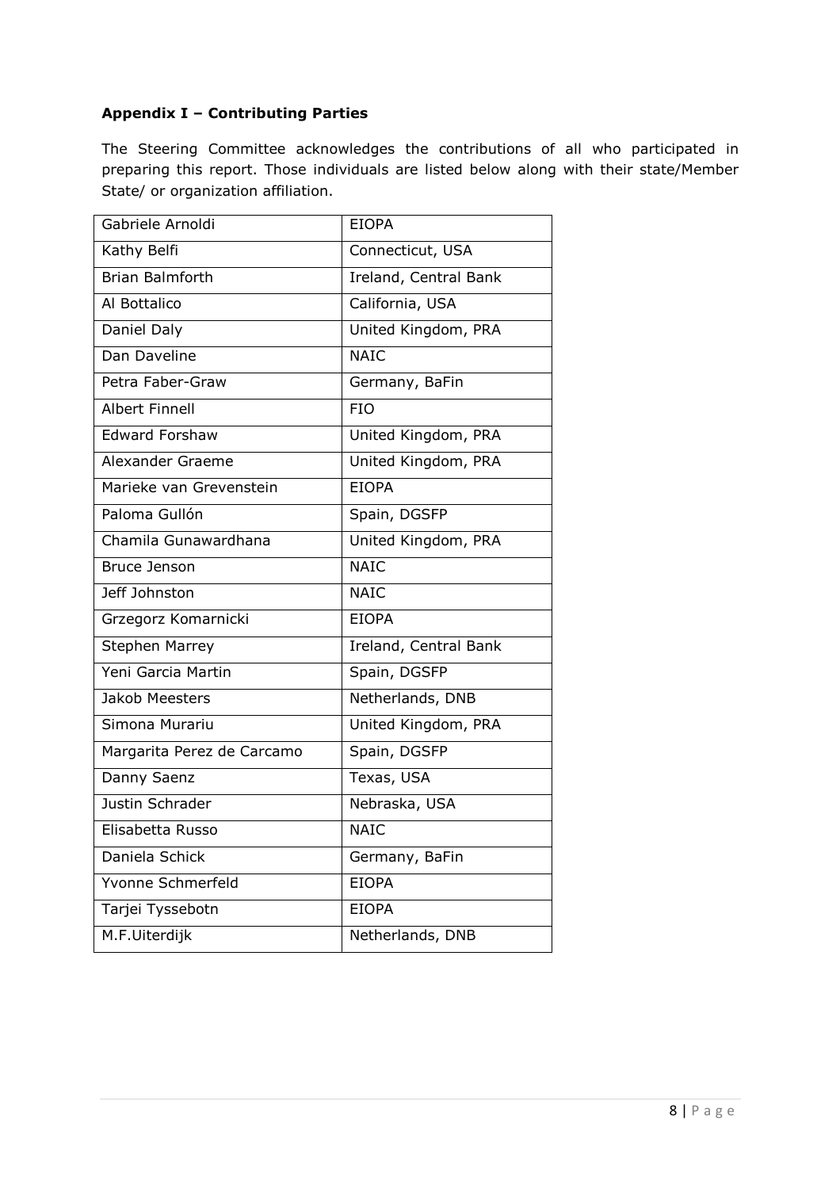**Appendix I – Contributing Parties**

The Steering Committee acknowledges the contributions of all who participated in preparing this report. Those individuals are listed below along with their state/Member State/ or organization affiliation.

| | |
|---|---|
| Gabriele Arnoldi | EIOPA |
| Kathy Belfi | Connecticut, USA |
| Brian Balmforth | Ireland, Central Bank |
| Al Bottalico | California, USA |
| Daniel Daly | United Kingdom, PRA |
| Dan Daveline | NAIC |
| Petra Faber-Graw | Germany, BaFin |
| Albert Finnell | FIO |
| Edward Forshaw | United Kingdom, PRA |
| Alexander Graeme | United Kingdom, PRA |
| Marieke van Grevenstein | EIOPA |
| Paloma Gullón | Spain, DGSFP |
| Chamila Gunawardhana | United Kingdom, PRA |
| Bruce Jenson | NAIC |
| Jeff Johnston | NAIC |
| Grzegorz Komarnicki | EIOPA |
| Stephen Marrey | Ireland, Central Bank |
| Yeni Garcia Martin | Spain, DGSFP |
| Jakob Meesters | Netherlands, DNB |
| Simona Murariu | United Kingdom, PRA |
| Margarita Perez de Carcamo | Spain, DGSFP |
| Danny Saenz | Texas, USA |
| Justin Schrader | Nebraska, USA |
| Elisabetta Russo | NAIC |
| Daniela Schick | Germany, BaFin |
| Yvonne Schmerfeld | EIOPA |
| Tarjei Tyssebotn | EIOPA |
| M.F.Uiterdijk | Netherlands, DNB |